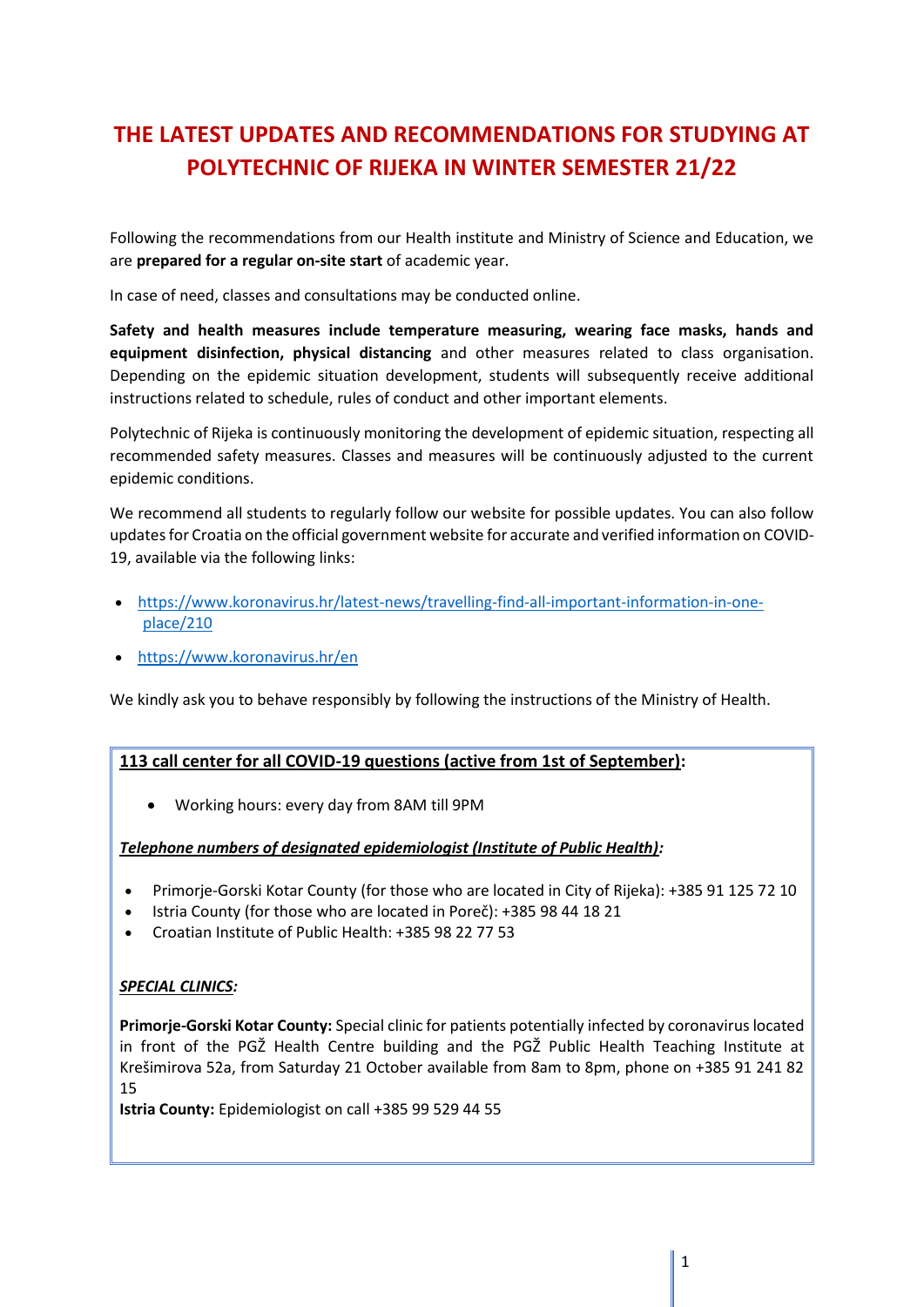# THE LATEST UPDATES AND RECOMMENDATIONS FOR STUDYING AT POLYTECHNIC OF RIJEKA IN WINTER SEMESTER 21/22

Following the recommendations from our Health institute and Ministry of Science and Education, we are **prepared for a regular on-site start** of academic year.

In case of need, classes and consultations may be conducted online.

**Safety and health measures include temperature measuring, wearing face masks, hands and equipment disinfection, physical distancing** and other measures related to class organisation. Depending on the epidemic situation development, students will subsequently receive additional instructions related to schedule, rules of conduct and other important elements.

Polytechnic of Rijeka is continuously monitoring the development of epidemic situation, respecting all recommended safety measures. Classes and measures will be continuously adjusted to the current epidemic conditions.

We recommend all students to regularly follow our website for possible updates. You can also follow updates for Croatia on the official government website for accurate and verified information on COVID-19, available via the following links:

- https://www.koronavirus.hr/latest-news/travelling-find-all-important-information-in-one-place/210
- https://www.koronavirus.hr/en

We kindly ask you to behave responsibly by following the instructions of the Ministry of Health.

**113 call center for all COVID-19 questions (active from 1st of September):**

- Working hours: every day from 8AM till 9PM

***Telephone numbers of designated epidemiologist (Institute of Public Health):***

- Primorje-Gorski Kotar County (for those who are located in City of Rijeka): +385 91 125 72 10
- Istria County (for those who are located in Poreč): +385 98 44 18 21
- Croatian Institute of Public Health: +385 98 22 77 53

***SPECIAL CLINICS:***

**Primorje-Gorski Kotar County:** Special clinic for patients potentially infected by coronavirus located in front of the PGŽ Health Centre building and the PGŽ Public Health Teaching Institute at Krešimirova 52a, from Saturday 21 October available from 8am to 8pm, phone on +385 91 241 82 15

**Istria County:** Epidemiologist on call +385 99 529 44 55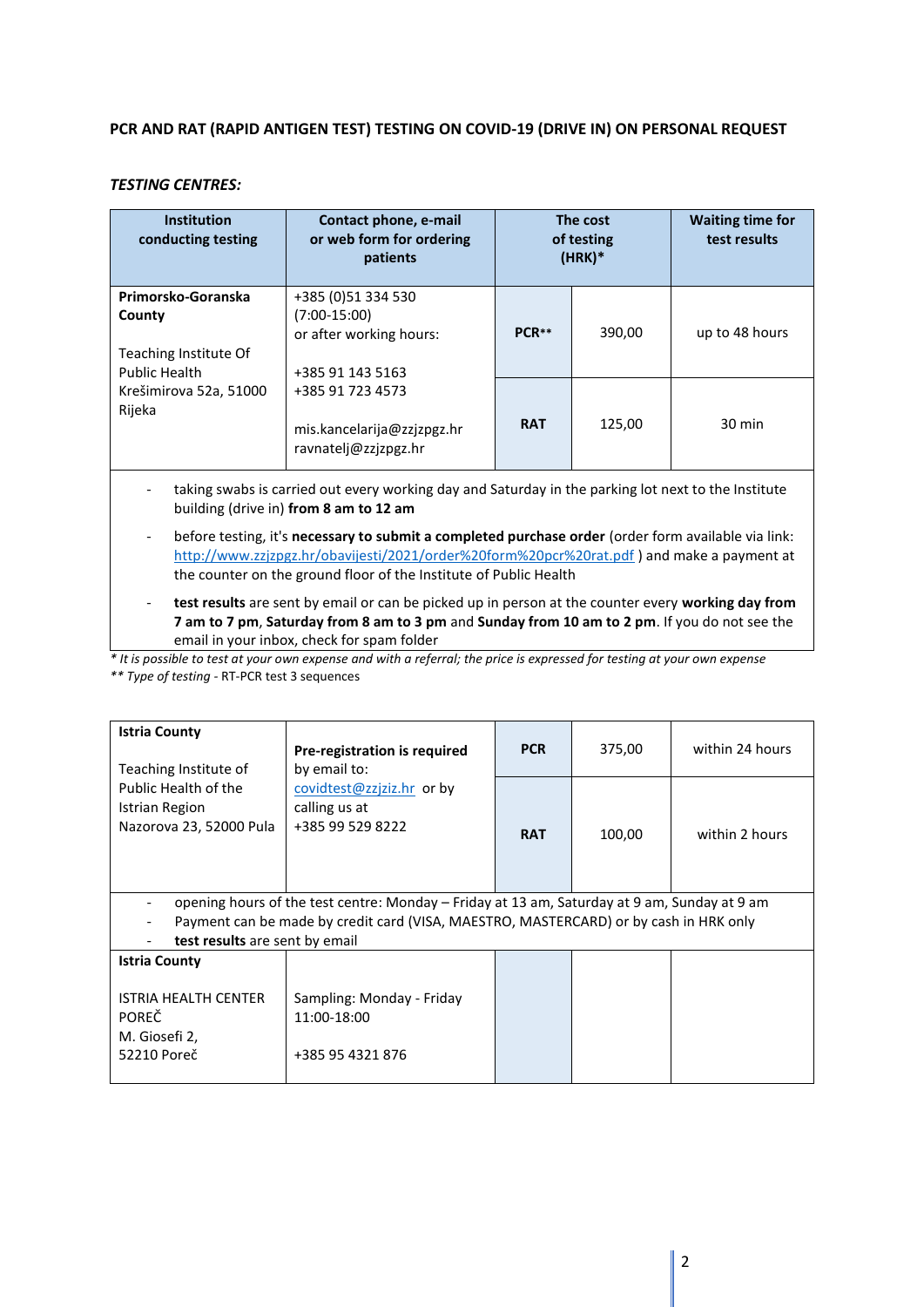**PCR AND RAT (RAPID ANTIGEN TEST) TESTING ON COVID-19 (DRIVE IN) ON PERSONAL REQUEST**

***TESTING CENTRES:***

| Institution conducting testing | Contact phone, e-mail or web form for ordering patients | The cost of testing (HRK)* | | Waiting time for test results |
|---|---|---|---|---|
| **Primorsko-Goranska County**<br><br>Teaching Institute Of Public Health<br>Krešimirova 52a, 51000 Rijeka | +385 (0)51 334 530<br>(7:00-15:00)<br>or after working hours:<br><br>+385 91 143 5163<br>+385 91 723 4573<br><br>mis.kancelarija@zzjzpgz.hr<br>ravnatelj@zzjzpgz.hr | **PCR**** | 390,00 | up to 48 hours |
| | | **RAT** | 125,00 | 30 min |

- taking swabs is carried out every working day and Saturday in the parking lot next to the Institute building (drive in) **from 8 am to 12 am**
- before testing, it's **necessary to submit a completed purchase order** (order form available via link: http://www.zzjzpgz.hr/obavijesti/2021/order%20form%20pcr%20rat.pdf ) and make a payment at the counter on the ground floor of the Institute of Public Health
- **test results** are sent by email or can be picked up in person at the counter every **working day from 7 am to 7 pm**, **Saturday from 8 am to 3 pm** and **Sunday from 10 am to 2 pm**. If you do not see the email in your inbox, check for spam folder

*\* It is possible to test at your own expense and with a referral; the price is expressed for testing at your own expense*

*\*\* Type of testing* - RT-PCR test 3 sequences

| Institution conducting testing | Contact phone, e-mail or web form for ordering patients | The cost of testing (HRK)* | | Waiting time for test results |
|---|---|---|---|---|
| **Istria County**<br><br>Teaching Institute of Public Health of the Istrian Region<br>Nazorova 23, 52000 Pula | **Pre-registration is required** by email to: covidtest@zzjziz.hr or by calling us at +385 99 529 8222 | **PCR** | 375,00 | within 24 hours |
| | | **RAT** | 100,00 | within 2 hours |

- opening hours of the test centre: Monday – Friday at 13 am, Saturday at 9 am, Sunday at 9 am
- Payment can be made by credit card (VISA, MAESTRO, MASTERCARD) or by cash in HRK only
- **test results** are sent by email

| Institution conducting testing | Contact phone, e-mail or web form for ordering patients | The cost of testing (HRK)* | | Waiting time for test results |
|---|---|---|---|---|
| **Istria County**<br><br>ISTRIA HEALTH CENTER POREČ<br>M. Giosefi 2,<br>52210 Poreč | Sampling: Monday - Friday 11:00-18:00<br><br>+385 95 4321 876 | | | |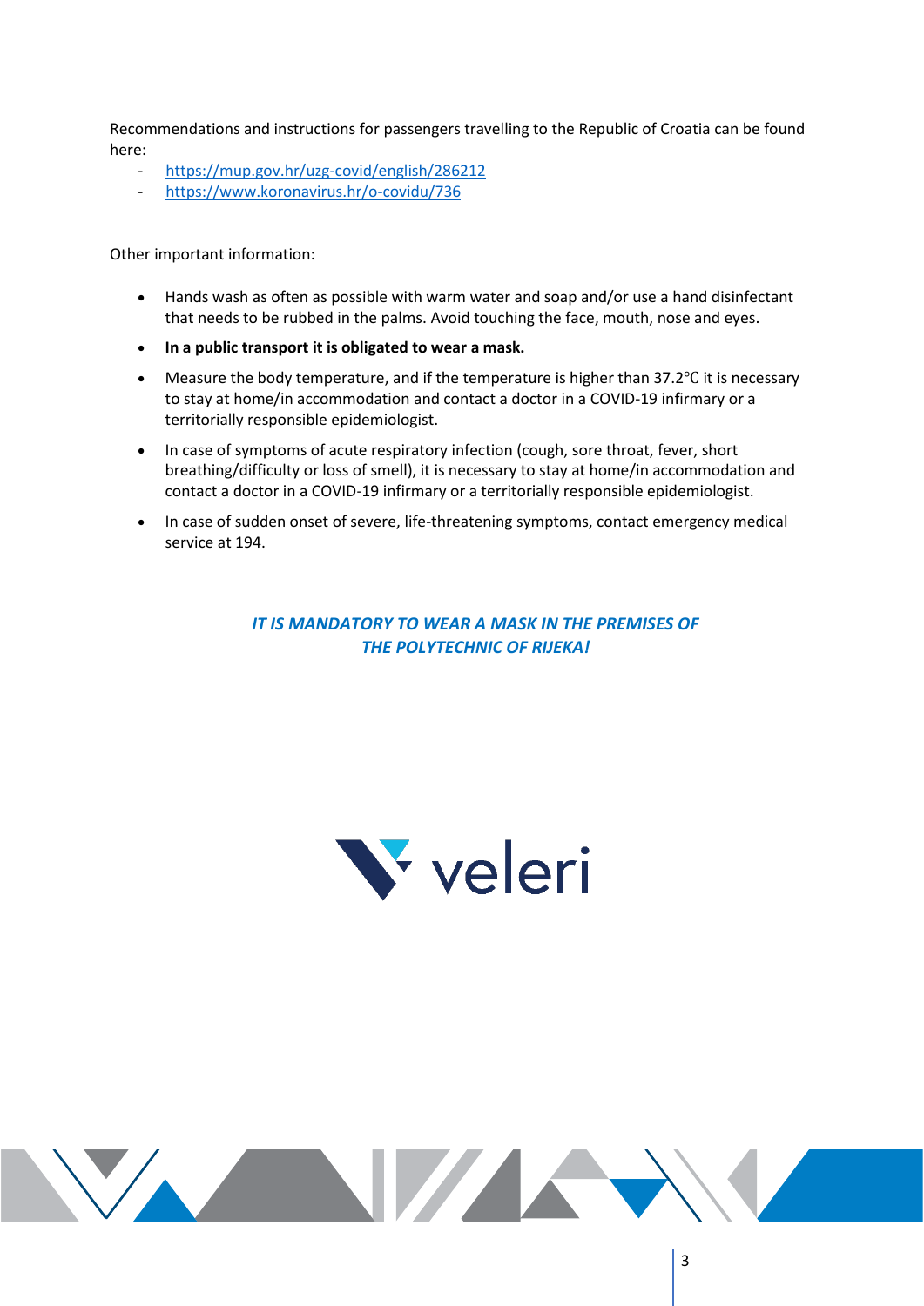Recommendations and instructions for passengers travelling to the Republic of Croatia can be found here:

- https://mup.gov.hr/uzg-covid/english/286212
- https://www.koronavirus.hr/o-covidu/736

Other important information:

- Hands wash as often as possible with warm water and soap and/or use a hand disinfectant that needs to be rubbed in the palms. Avoid touching the face, mouth, nose and eyes.
- **In a public transport it is obligated to wear a mask.**
- Measure the body temperature, and if the temperature is higher than 37.2℃ it is necessary to stay at home/in accommodation and contact a doctor in a COVID-19 infirmary or a territorially responsible epidemiologist.
- In case of symptoms of acute respiratory infection (cough, sore throat, fever, short breathing/difficulty or loss of smell), it is necessary to stay at home/in accommodation and contact a doctor in a COVID-19 infirmary or a territorially responsible epidemiologist.
- In case of sudden onset of severe, life-threatening symptoms, contact emergency medical service at 194.

***IT IS MANDATORY TO WEAR A MASK IN THE PREMISES OF THE POLYTECHNIC OF RIJEKA!***

veleri